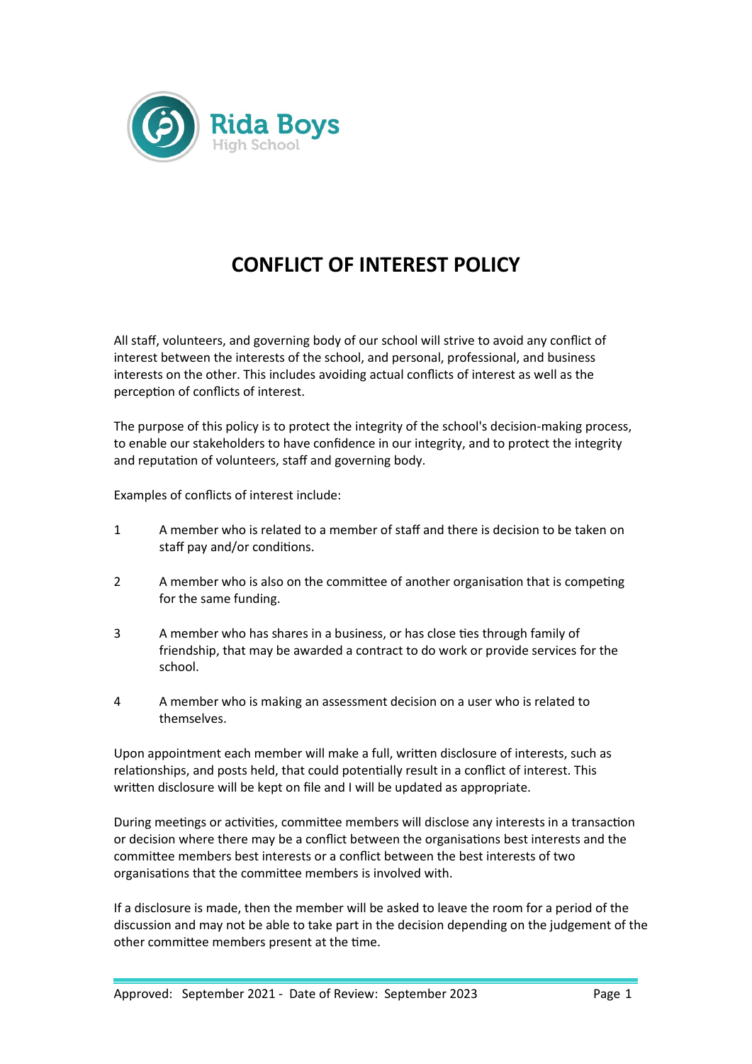Rida Boys
High School

# CONFLICT OF INTEREST POLICY

All staff, volunteers, and governing body of our school will strive to avoid any conflict of interest between the interests of the school, and personal, professional, and business interests on the other. This includes avoiding actual conflicts of interest as well as the perception of conflicts of interest.

The purpose of this policy is to protect the integrity of the school's decision-making process, to enable our stakeholders to have confidence in our integrity, and to protect the integrity and reputation of volunteers, staff and governing body.

Examples of conflicts of interest include:

1. A member who is related to a member of staff and there is decision to be taken on staff pay and/or conditions.

2. A member who is also on the committee of another organisation that is competing for the same funding.

3. A member who has shares in a business, or has close ties through family of friendship, that may be awarded a contract to do work or provide services for the school.

4. A member who is making an assessment decision on a user who is related to themselves.

Upon appointment each member will make a full, written disclosure of interests, such as relationships, and posts held, that could potentially result in a conflict of interest. This written disclosure will be kept on file and I will be updated as appropriate.

During meetings or activities, committee members will disclose any interests in a transaction or decision where there may be a conflict between the organisations best interests and the committee members best interests or a conflict between the best interests of two organisations that the committee members is involved with.

If a disclosure is made, then the member will be asked to leave the room for a period of the discussion and may not be able to take part in the decision depending on the judgement of the other committee members present at the time.

Approved: September 2021 - Date of Review: September 2023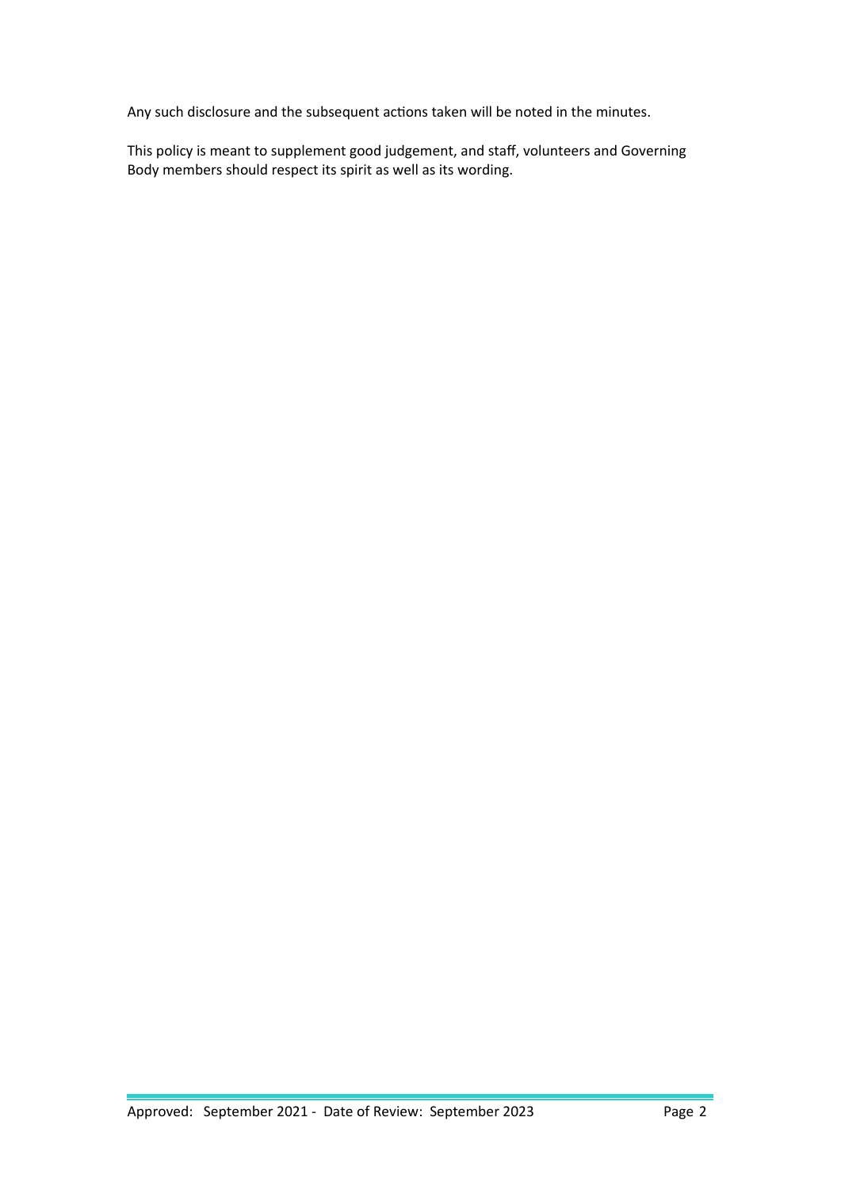Any such disclosure and the subsequent actions taken will be noted in the minutes.

This policy is meant to supplement good judgement, and staff, volunteers and Governing Body members should respect its spirit as well as its wording.